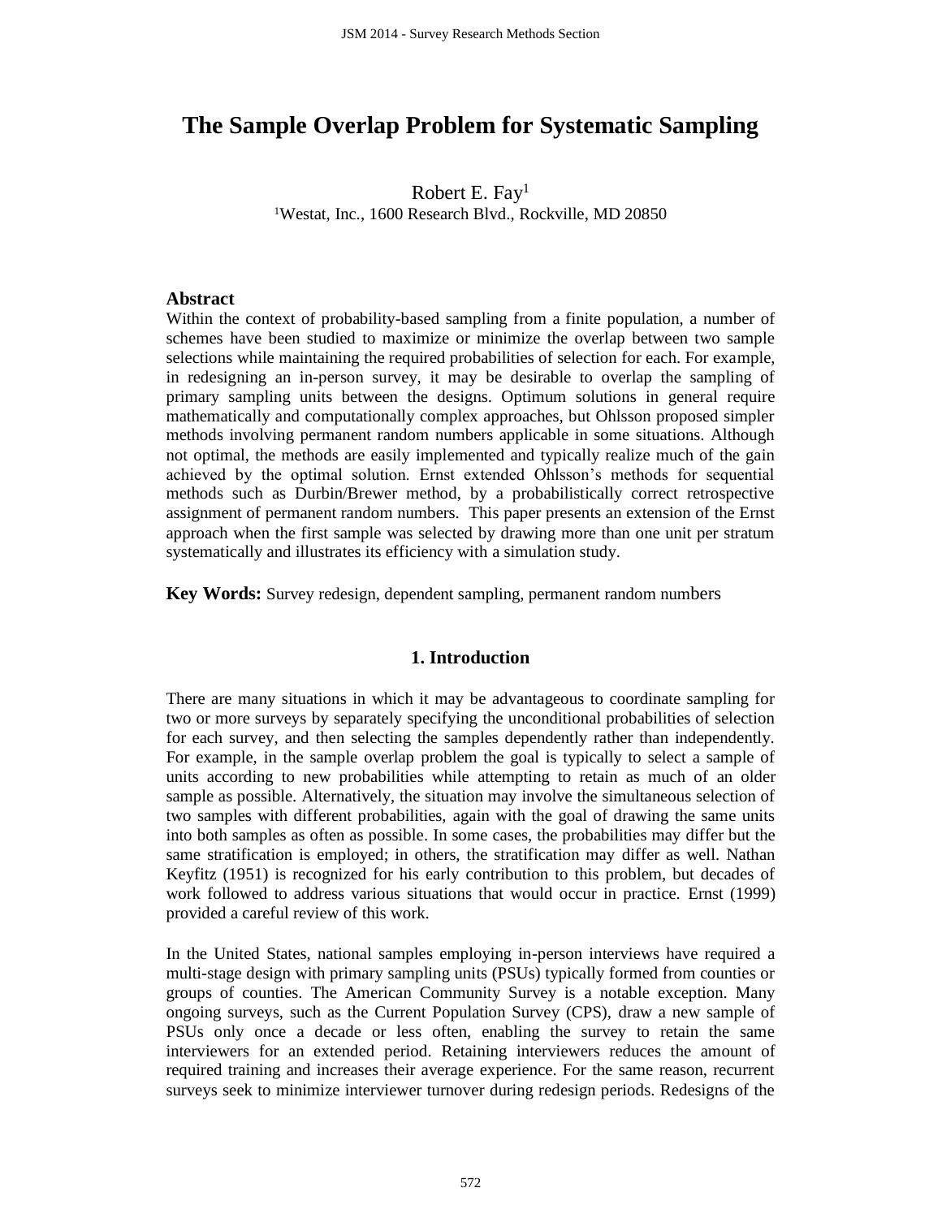# The Sample Overlap Problem for Systematic Sampling

Robert E. Fay[1]

[1]Westat, Inc., 1600 Research Blvd., Rockville, MD 20850

## Abstract

Within the context of probability-based sampling from a finite population, a number of schemes have been studied to maximize or minimize the overlap between two sample selections while maintaining the required probabilities of selection for each. For example, in redesigning an in-person survey, it may be desirable to overlap the sampling of primary sampling units between the designs. Optimum solutions in general require mathematically and computationally complex approaches, but Ohlsson proposed simpler methods involving permanent random numbers applicable in some situations. Although not optimal, the methods are easily implemented and typically realize much of the gain achieved by the optimal solution. Ernst extended Ohlsson's methods for sequential methods such as Durbin/Brewer method, by a probabilistically correct retrospective assignment of permanent random numbers. This paper presents an extension of the Ernst approach when the first sample was selected by drawing more than one unit per stratum systematically and illustrates its efficiency with a simulation study.

**Key Words:** Survey redesign, dependent sampling, permanent random numbers

## 1. Introduction

There are many situations in which it may be advantageous to coordinate sampling for two or more surveys by separately specifying the unconditional probabilities of selection for each survey, and then selecting the samples dependently rather than independently. For example, in the sample overlap problem the goal is typically to select a sample of units according to new probabilities while attempting to retain as much of an older sample as possible. Alternatively, the situation may involve the simultaneous selection of two samples with different probabilities, again with the goal of drawing the same units into both samples as often as possible. In some cases, the probabilities may differ but the same stratification is employed; in others, the stratification may differ as well. Nathan Keyfitz (1951) is recognized for his early contribution to this problem, but decades of work followed to address various situations that would occur in practice. Ernst (1999) provided a careful review of this work.

In the United States, national samples employing in-person interviews have required a multi-stage design with primary sampling units (PSUs) typically formed from counties or groups of counties. The American Community Survey is a notable exception. Many ongoing surveys, such as the Current Population Survey (CPS), draw a new sample of PSUs only once a decade or less often, enabling the survey to retain the same interviewers for an extended period. Retaining interviewers reduces the amount of required training and increases their average experience. For the same reason, recurrent surveys seek to minimize interviewer turnover during redesign periods. Redesigns of the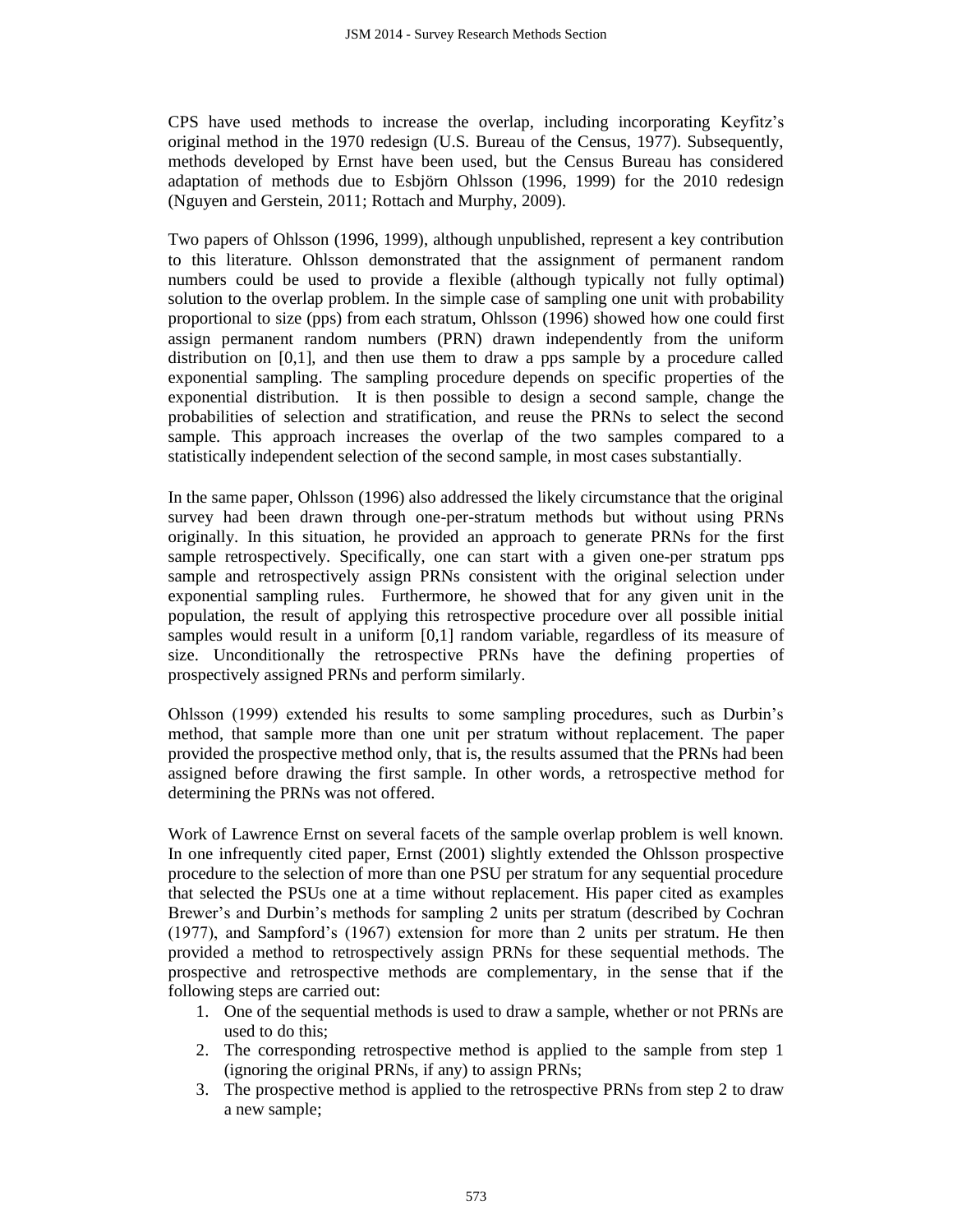CPS have used methods to increase the overlap, including incorporating Keyfitz's original method in the 1970 redesign (U.S. Bureau of the Census, 1977). Subsequently, methods developed by Ernst have been used, but the Census Bureau has considered adaptation of methods due to Esbjörn Ohlsson (1996, 1999) for the 2010 redesign (Nguyen and Gerstein, 2011; Rottach and Murphy, 2009).

Two papers of Ohlsson (1996, 1999), although unpublished, represent a key contribution to this literature. Ohlsson demonstrated that the assignment of permanent random numbers could be used to provide a flexible (although typically not fully optimal) solution to the overlap problem. In the simple case of sampling one unit with probability proportional to size (pps) from each stratum, Ohlsson (1996) showed how one could first assign permanent random numbers (PRN) drawn independently from the uniform distribution on [0,1], and then use them to draw a pps sample by a procedure called exponential sampling. The sampling procedure depends on specific properties of the exponential distribution. It is then possible to design a second sample, change the probabilities of selection and stratification, and reuse the PRNs to select the second sample. This approach increases the overlap of the two samples compared to a statistically independent selection of the second sample, in most cases substantially.

In the same paper, Ohlsson (1996) also addressed the likely circumstance that the original survey had been drawn through one-per-stratum methods but without using PRNs originally. In this situation, he provided an approach to generate PRNs for the first sample retrospectively. Specifically, one can start with a given one-per stratum pps sample and retrospectively assign PRNs consistent with the original selection under exponential sampling rules. Furthermore, he showed that for any given unit in the population, the result of applying this retrospective procedure over all possible initial samples would result in a uniform [0,1] random variable, regardless of its measure of size. Unconditionally the retrospective PRNs have the defining properties of prospectively assigned PRNs and perform similarly.

Ohlsson (1999) extended his results to some sampling procedures, such as Durbin's method, that sample more than one unit per stratum without replacement. The paper provided the prospective method only, that is, the results assumed that the PRNs had been assigned before drawing the first sample. In other words, a retrospective method for determining the PRNs was not offered.

Work of Lawrence Ernst on several facets of the sample overlap problem is well known. In one infrequently cited paper, Ernst (2001) slightly extended the Ohlsson prospective procedure to the selection of more than one PSU per stratum for any sequential procedure that selected the PSUs one at a time without replacement. His paper cited as examples Brewer's and Durbin's methods for sampling 2 units per stratum (described by Cochran (1977), and Sampford's (1967) extension for more than 2 units per stratum. He then provided a method to retrospectively assign PRNs for these sequential methods. The prospective and retrospective methods are complementary, in the sense that if the following steps are carried out:

1. One of the sequential methods is used to draw a sample, whether or not PRNs are used to do this;
2. The corresponding retrospective method is applied to the sample from step 1 (ignoring the original PRNs, if any) to assign PRNs;
3. The prospective method is applied to the retrospective PRNs from step 2 to draw a new sample;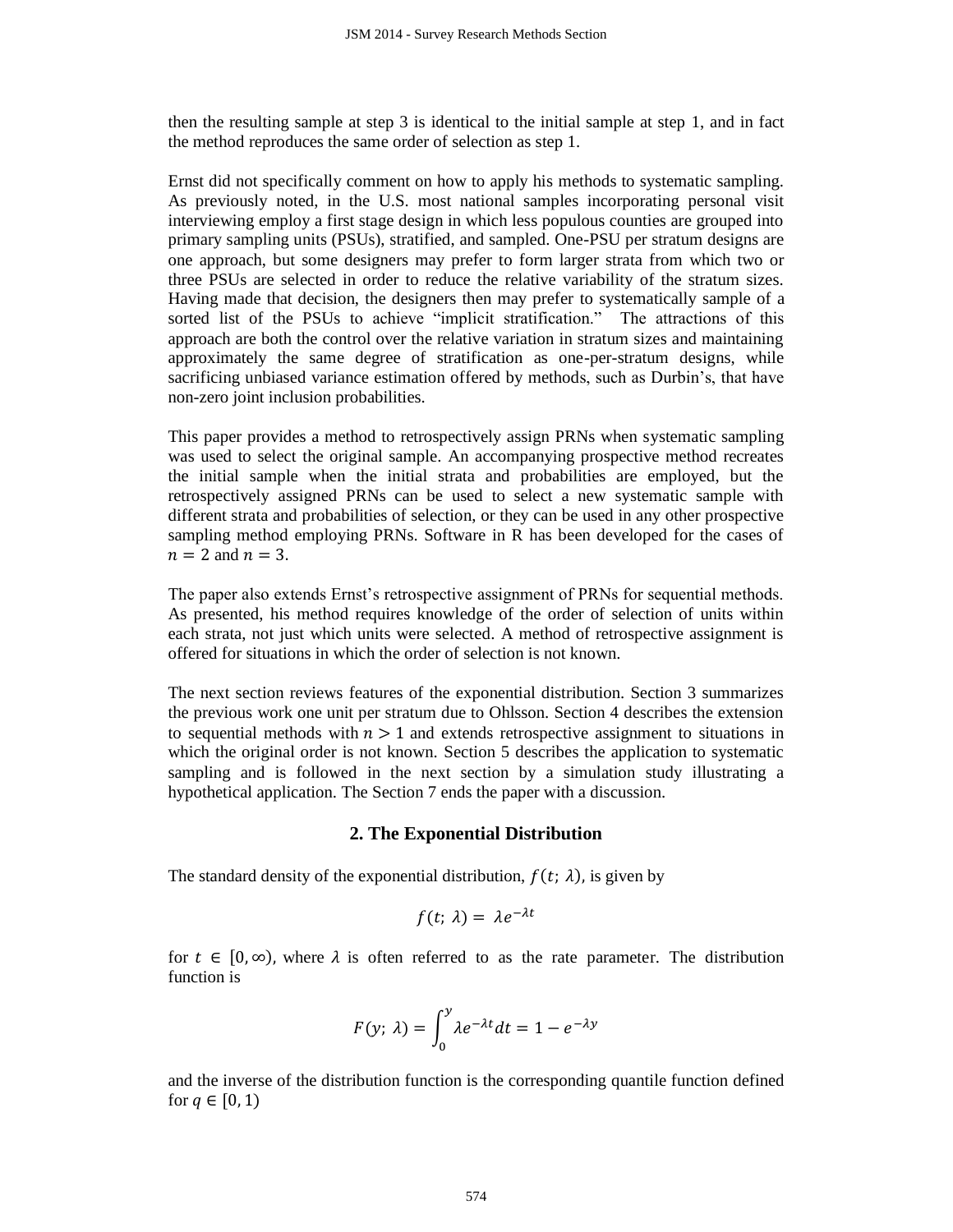then the resulting sample at step 3 is identical to the initial sample at step 1, and in fact the method reproduces the same order of selection as step 1.

Ernst did not specifically comment on how to apply his methods to systematic sampling. As previously noted, in the U.S. most national samples incorporating personal visit interviewing employ a first stage design in which less populous counties are grouped into primary sampling units (PSUs), stratified, and sampled. One-PSU per stratum designs are one approach, but some designers may prefer to form larger strata from which two or three PSUs are selected in order to reduce the relative variability of the stratum sizes. Having made that decision, the designers then may prefer to systematically sample of a sorted list of the PSUs to achieve "implicit stratification." The attractions of this approach are both the control over the relative variation in stratum sizes and maintaining approximately the same degree of stratification as one-per-stratum designs, while sacrificing unbiased variance estimation offered by methods, such as Durbin's, that have non-zero joint inclusion probabilities.

This paper provides a method to retrospectively assign PRNs when systematic sampling was used to select the original sample. An accompanying prospective method recreates the initial sample when the initial strata and probabilities are employed, but the retrospectively assigned PRNs can be used to select a new systematic sample with different strata and probabilities of selection, or they can be used in any other prospective sampling method employing PRNs. Software in R has been developed for the cases of $n = 2$ and $n = 3$.

The paper also extends Ernst's retrospective assignment of PRNs for sequential methods. As presented, his method requires knowledge of the order of selection of units within each strata, not just which units were selected. A method of retrospective assignment is offered for situations in which the order of selection is not known.

The next section reviews features of the exponential distribution. Section 3 summarizes the previous work one unit per stratum due to Ohlsson. Section 4 describes the extension to sequential methods with $n > 1$ and extends retrospective assignment to situations in which the original order is not known. Section 5 describes the application to systematic sampling and is followed in the next section by a simulation study illustrating a hypothetical application. The Section 7 ends the paper with a discussion.

## 2. The Exponential Distribution

The standard density of the exponential distribution, $f(t;\, \lambda)$, is given by

$$f(t;\, \lambda) = \lambda e^{-\lambda t}$$

for $t \in [0, \infty)$, where $\lambda$ is often referred to as the rate parameter. The distribution function is

$$F(y;\, \lambda) = \int_0^y \lambda e^{-\lambda t} dt = 1 - e^{-\lambda y}$$

and the inverse of the distribution function is the corresponding quantile function defined for $q \in [0, 1)$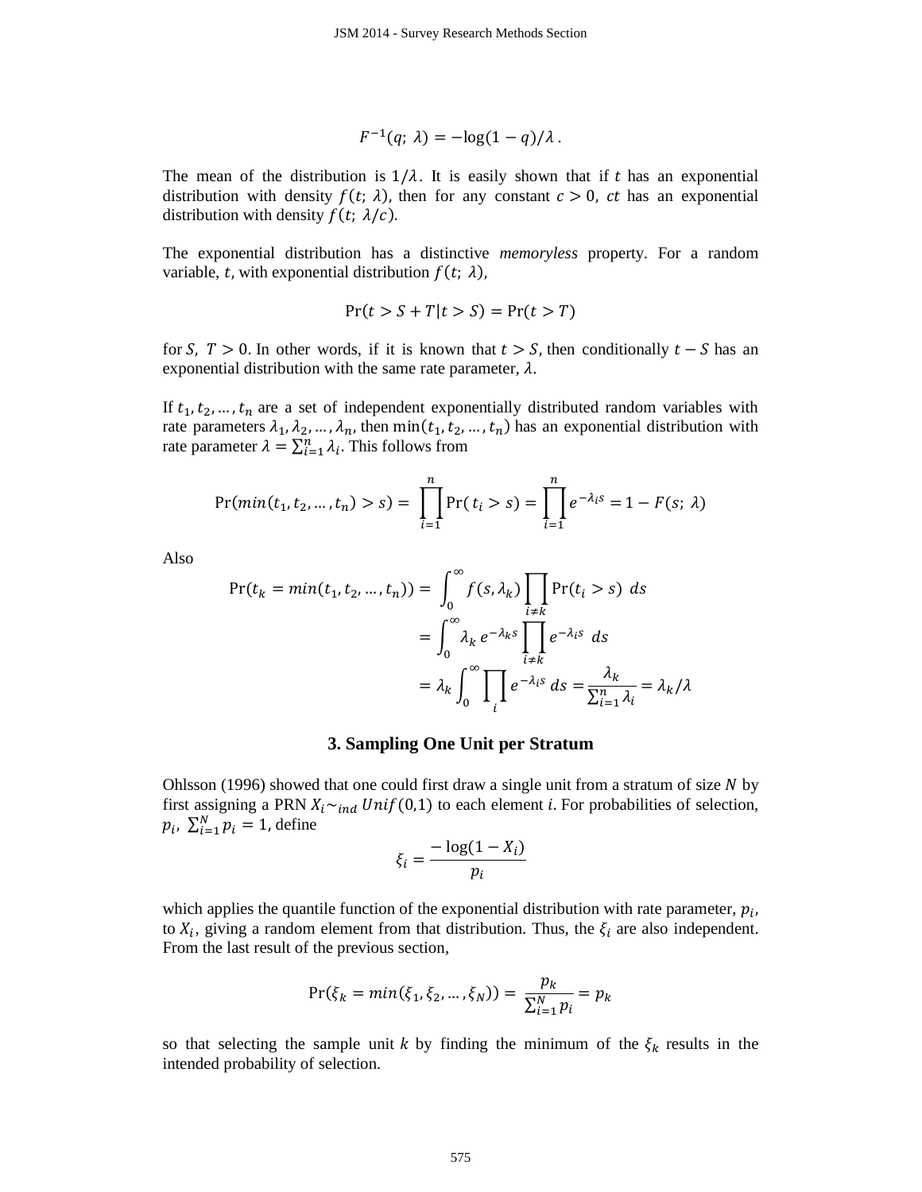$$F^{-1}(q;\ \lambda) = -\log(1-q)/\lambda\ .$$

The mean of the distribution is $1/\lambda$. It is easily shown that if $t$ has an exponential distribution with density $f(t;\ \lambda)$, then for any constant $c > 0$, $ct$ has an exponential distribution with density $f(t;\ \lambda/c)$.

The exponential distribution has a distinctive *memoryless* property. For a random variable, $t$, with exponential distribution $f(t;\ \lambda)$,

$$\Pr(t > S + T | t > S) = \Pr(t > T)$$

for $S,\ T > 0$. In other words, if it is known that $t > S$, then conditionally $t - S$ has an exponential distribution with the same rate parameter, $\lambda$.

If $t_1, t_2, \dots, t_n$ are a set of independent exponentially distributed random variables with rate parameters $\lambda_1, \lambda_2, \dots, \lambda_n$, then $\min(t_1, t_2, \dots, t_n)$ has an exponential distribution with rate parameter $\lambda = \sum_{i=1}^{n} \lambda_i$. This follows from

$$\Pr(min(t_1, t_2, \dots, t_n) > s) = \prod_{i=1}^{n} \Pr(t_i > s) = \prod_{i=1}^{n} e^{-\lambda_i s} = 1 - F(s;\ \lambda)$$

Also

$$\begin{aligned}
\Pr(t_k = min(t_1, t_2, \dots, t_n)) &= \int_0^{\infty} f(s, \lambda_k) \prod_{i \neq k} \Pr(t_i > s)\ ds \\
&= \int_0^{\infty} \lambda_k\, e^{-\lambda_k s} \prod_{i \neq k} e^{-\lambda_i s}\ ds \\
&= \lambda_k \int_0^{\infty} \prod_{i} e^{-\lambda_i s}\ ds = \frac{\lambda_k}{\sum_{i=1}^{n} \lambda_i} = \lambda_k / \lambda
\end{aligned}$$

## 3. Sampling One Unit per Stratum

Ohlsson (1996) showed that one could first draw a single unit from a stratum of size $N$ by first assigning a PRN $X_i \sim_{ind} Unif(0,1)$ to each element $i$. For probabilities of selection, $p_i,\ \sum_{i=1}^{N} p_i = 1$, define

$$\xi_i = \frac{-\log(1 - X_i)}{p_i}$$

which applies the quantile function of the exponential distribution with rate parameter, $p_i$, to $X_i$, giving a random element from that distribution. Thus, the $\xi_i$ are also independent. From the last result of the previous section,

$$\Pr(\xi_k = min(\xi_1, \xi_2, \dots, \xi_N)) = \frac{p_k}{\sum_{i=1}^{N} p_i} = p_k$$

so that selecting the sample unit $k$ by finding the minimum of the $\xi_k$ results in the intended probability of selection.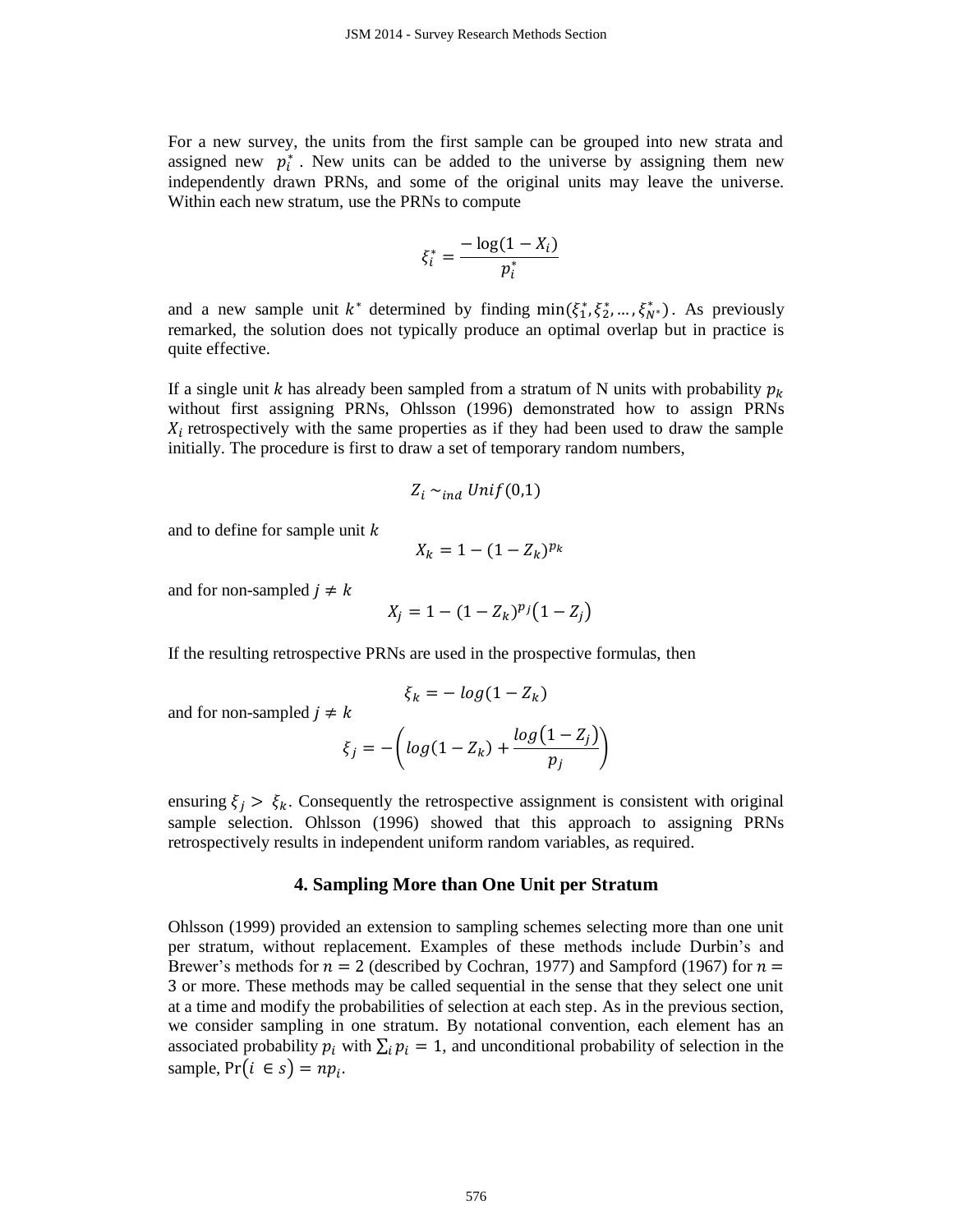For a new survey, the units from the first sample can be grouped into new strata and assigned new $p_i^*$. New units can be added to the universe by assigning them new independently drawn PRNs, and some of the original units may leave the universe. Within each new stratum, use the PRNs to compute

$$\xi_i^* = \frac{-\log(1 - X_i)}{p_i^*}$$

and a new sample unit $k^*$ determined by finding $\min(\xi_1^*, \xi_2^*, \ldots, \xi_{N^*}^*)$. As previously remarked, the solution does not typically produce an optimal overlap but in practice is quite effective.

If a single unit $k$ has already been sampled from a stratum of N units with probability $p_k$ without first assigning PRNs, Ohlsson (1996) demonstrated how to assign PRNs $X_i$ retrospectively with the same properties as if they had been used to draw the sample initially. The procedure is first to draw a set of temporary random numbers,

$$Z_i \sim_{ind} Unif(0,1)$$

and to define for sample unit $k$

$$X_k = 1 - (1 - Z_k)^{p_k}$$

and for non-sampled $j \neq k$

$$X_j = 1 - (1 - Z_k)^{p_j}(1 - Z_j)$$

If the resulting retrospective PRNs are used in the prospective formulas, then

$$\xi_k = -\,log(1 - Z_k)$$

and for non-sampled $j \neq k$

$$\xi_j = -\left(log(1 - Z_k) + \frac{log(1 - Z_j)}{p_j}\right)$$

ensuring $\xi_j > \xi_k$. Consequently the retrospective assignment is consistent with original sample selection. Ohlsson (1996) showed that this approach to assigning PRNs retrospectively results in independent uniform random variables, as required.

## 4. Sampling More than One Unit per Stratum

Ohlsson (1999) provided an extension to sampling schemes selecting more than one unit per stratum, without replacement. Examples of these methods include Durbin's and Brewer's methods for $n = 2$ (described by Cochran, 1977) and Sampford (1967) for $n =$ 3 or more. These methods may be called sequential in the sense that they select one unit at a time and modify the probabilities of selection at each step. As in the previous section, we consider sampling in one stratum. By notational convention, each element has an associated probability $p_i$ with $\sum_i p_i = 1$, and unconditional probability of selection in the sample, $\Pr(i \in s) = np_i$.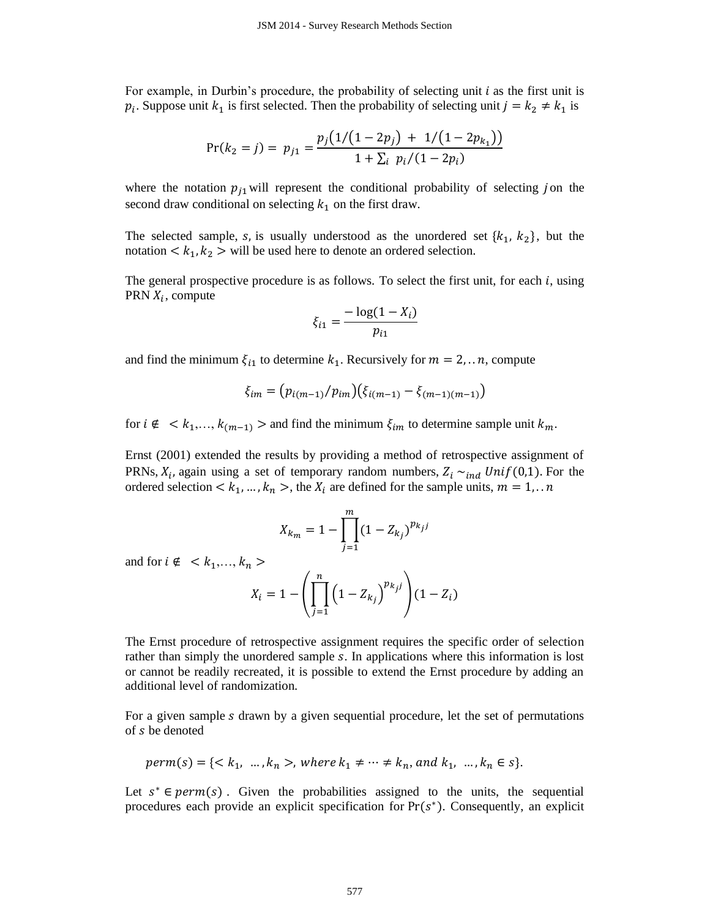For example, in Durbin's procedure, the probability of selecting unit $i$ as the first unit is $p_i$. Suppose unit $k_1$ is first selected. Then the probability of selecting unit $j = k_2 \neq k_1$ is

$$\Pr(k_2 = j) = \; p_{j1} = \frac{p_j\big(1/(1-2p_j) \; + \; 1/(1-2p_{k_1})\big)}{1 + \sum_i \; p_i/(1-2p_i)}$$

where the notation $p_{j1}$ will represent the conditional probability of selecting $j$ on the second draw conditional on selecting $k_1$ on the first draw.

The selected sample, $s$, is usually understood as the unordered set $\{k_1, k_2\}$, but the notation $< k_1, k_2 >$ will be used here to denote an ordered selection.

The general prospective procedure is as follows. To select the first unit, for each $i$, using PRN $X_i$, compute

$$\xi_{i1} = \frac{-\log(1-X_i)}{p_{i1}}$$

and find the minimum $\xi_{i1}$ to determine $k_1$. Recursively for $m = 2, \ldots n$, compute

$$\xi_{im} = \big(p_{i(m-1)}/p_{im}\big)\big(\xi_{i(m-1)} - \xi_{(m-1)(m-1)}\big)$$

for $i \notin \; < k_1, \ldots, k_{(m-1)} >$ and find the minimum $\xi_{im}$ to determine sample unit $k_m$.

Ernst (2001) extended the results by providing a method of retrospective assignment of PRNs, $X_i$, again using a set of temporary random numbers, $Z_i \sim_{ind} Unif(0,1)$. For the ordered selection $< k_1, \ldots, k_n >$, the $X_i$ are defined for the sample units, $m = 1, \ldots n$

$$X_{k_m} = 1 - \prod_{j=1}^{m} (1 - Z_{k_j})^{p_{k_j j}}$$

and for $i \notin \; < k_1, \ldots, k_n >$

$$X_i = 1 - \left( \prod_{j=1}^{n} \left(1 - Z_{k_j}\right)^{p_{k_j j}} \right) (1 - Z_i)$$

The Ernst procedure of retrospective assignment requires the specific order of selection rather than simply the unordered sample $s$. In applications where this information is lost or cannot be readily recreated, it is possible to extend the Ernst procedure by adding an additional level of randomization.

For a given sample $s$ drawn by a given sequential procedure, let the set of permutations of $s$ be denoted

$$perm(s) = \{< k_1, \; \ldots, k_n >, \; where \; k_1 \neq \cdots \neq k_n, \; and \; k_1, \; \ldots, k_n \in s\}.$$

Let $s^* \in perm(s)$. Given the probabilities assigned to the units, the sequential procedures each provide an explicit specification for $\Pr(s^*)$. Consequently, an explicit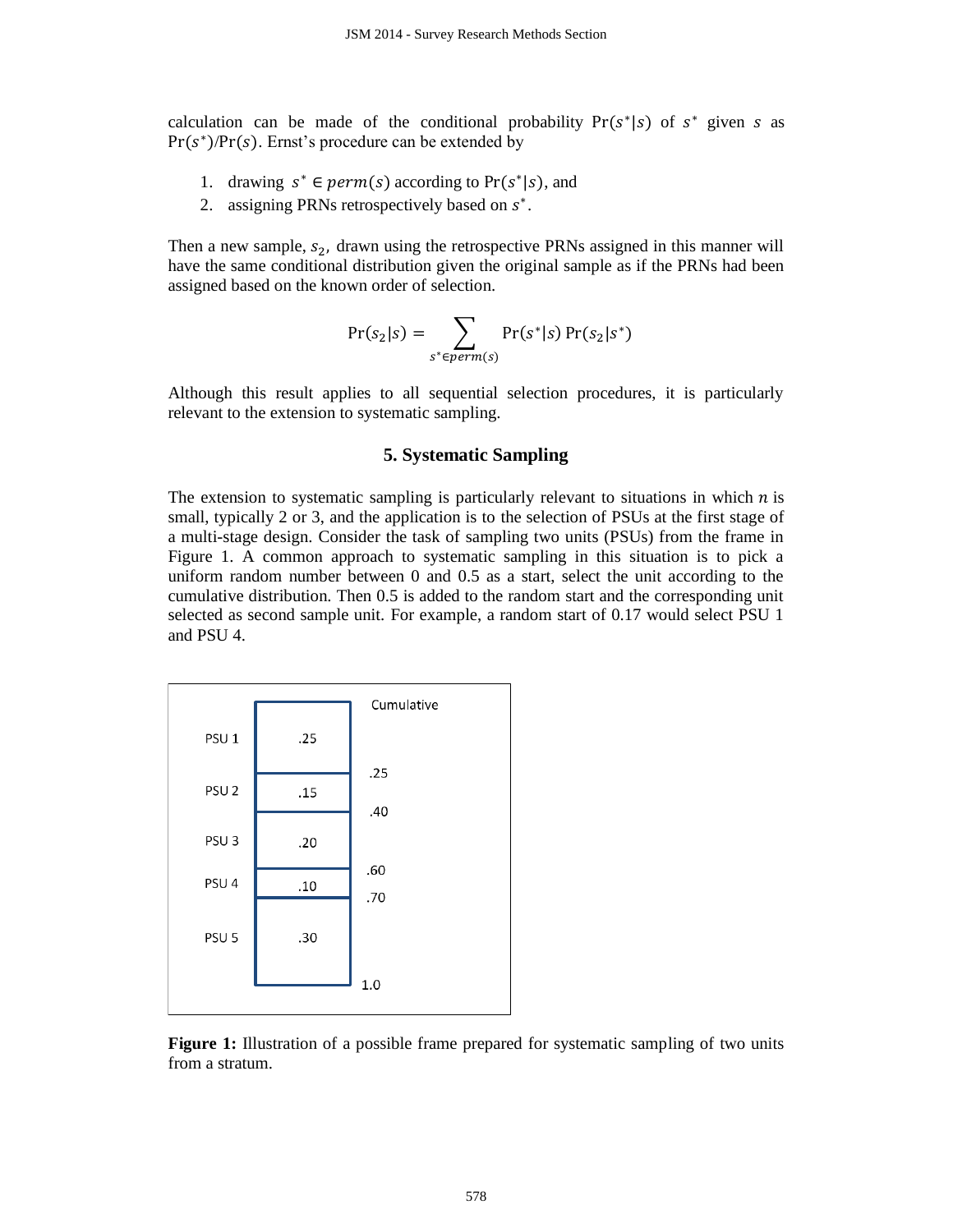calculation can be made of the conditional probability $\Pr(s^*|s)$ of $s^*$ given $s$ as $\Pr(s^*)/\Pr(s)$. Ernst's procedure can be extended by

1. drawing $s^* \in perm(s)$ according to $\Pr(s^*|s)$, and
2. assigning PRNs retrospectively based on $s^*$.

Then a new sample, $s_2$, drawn using the retrospective PRNs assigned in this manner will have the same conditional distribution given the original sample as if the PRNs had been assigned based on the known order of selection.

$$\Pr(s_2|s) = \sum_{s^* \in perm(s)} \Pr(s^*|s) \Pr(s_2|s^*)$$

Although this result applies to all sequential selection procedures, it is particularly relevant to the extension to systematic sampling.

## 5. Systematic Sampling

The extension to systematic sampling is particularly relevant to situations in which $n$ is small, typically 2 or 3, and the application is to the selection of PSUs at the first stage of a multi-stage design. Consider the task of sampling two units (PSUs) from the frame in Figure 1. A common approach to systematic sampling in this situation is to pick a uniform random number between 0 and 0.5 as a start, select the unit according to the cumulative distribution. Then 0.5 is added to the random start and the corresponding unit selected as second sample unit. For example, a random start of 0.17 would select PSU 1 and PSU 4.

| | | Cumulative |
|---|---|---|
| PSU 1 | .25 | .25 |
| PSU 2 | .15 | .40 |
| PSU 3 | .20 | .60 |
| PSU 4 | .10 | .70 |
| PSU 5 | .30 | 1.0 |

**Figure 1:** Illustration of a possible frame prepared for systematic sampling of two units from a stratum.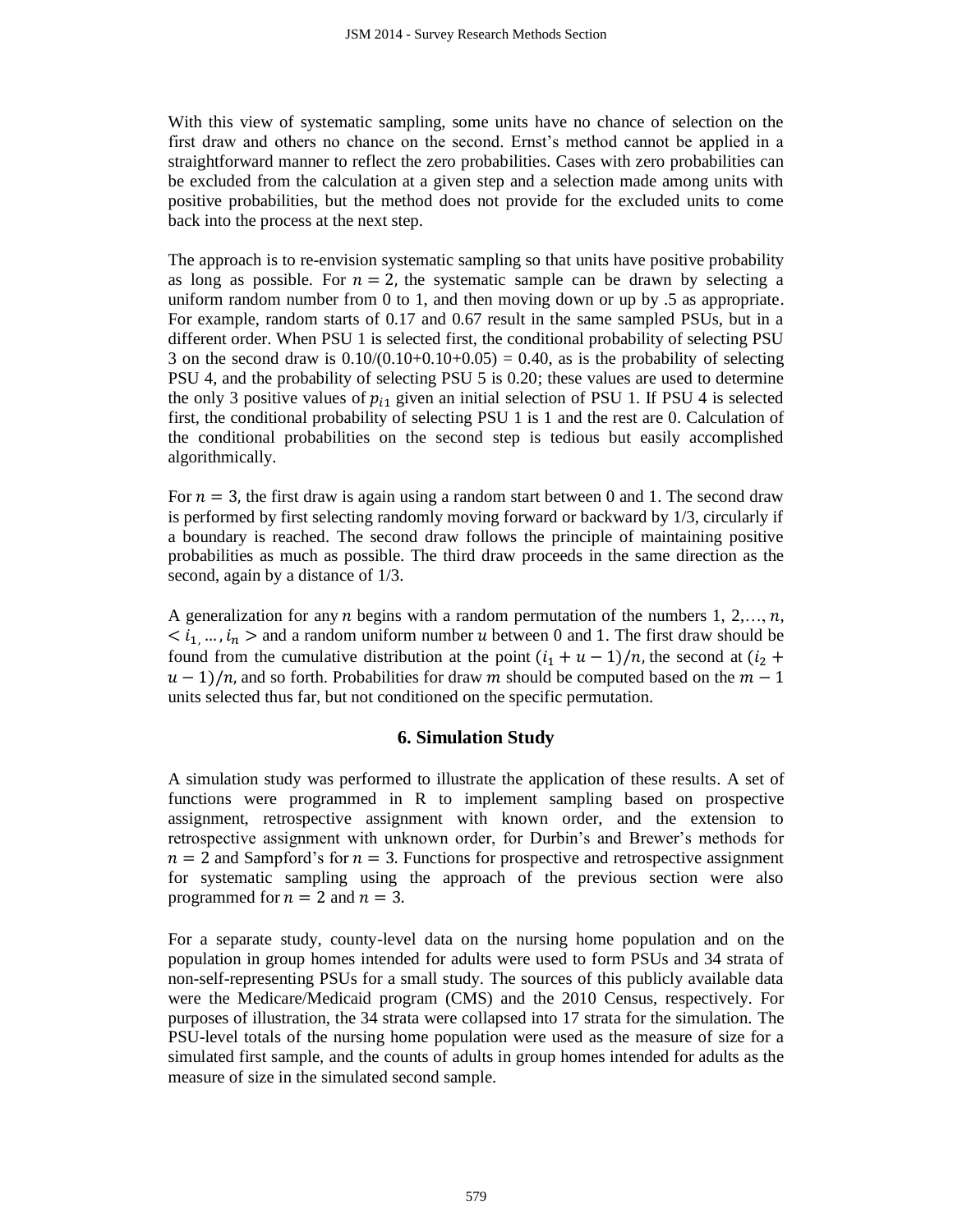With this view of systematic sampling, some units have no chance of selection on the first draw and others no chance on the second. Ernst's method cannot be applied in a straightforward manner to reflect the zero probabilities. Cases with zero probabilities can be excluded from the calculation at a given step and a selection made among units with positive probabilities, but the method does not provide for the excluded units to come back into the process at the next step.

The approach is to re-envision systematic sampling so that units have positive probability as long as possible. For $n = 2$, the systematic sample can be drawn by selecting a uniform random number from 0 to 1, and then moving down or up by .5 as appropriate. For example, random starts of 0.17 and 0.67 result in the same sampled PSUs, but in a different order. When PSU 1 is selected first, the conditional probability of selecting PSU 3 on the second draw is 0.10/(0.10+0.10+0.05) = 0.40, as is the probability of selecting PSU 4, and the probability of selecting PSU 5 is 0.20; these values are used to determine the only 3 positive values of $p_{i1}$ given an initial selection of PSU 1. If PSU 4 is selected first, the conditional probability of selecting PSU 1 is 1 and the rest are 0. Calculation of the conditional probabilities on the second step is tedious but easily accomplished algorithmically.

For $n = 3$, the first draw is again using a random start between 0 and 1. The second draw is performed by first selecting randomly moving forward or backward by 1/3, circularly if a boundary is reached. The second draw follows the principle of maintaining positive probabilities as much as possible. The third draw proceeds in the same direction as the second, again by a distance of 1/3.

A generalization for any $n$ begins with a random permutation of the numbers 1, 2,…, $n$, $< i_1, \ldots, i_n >$ and a random uniform number $u$ between 0 and 1. The first draw should be found from the cumulative distribution at the point $(i_1 + u - 1)/n$, the second at $(i_2 + u - 1)/n$, and so forth. Probabilities for draw $m$ should be computed based on the $m - 1$ units selected thus far, but not conditioned on the specific permutation.

## 6. Simulation Study

A simulation study was performed to illustrate the application of these results. A set of functions were programmed in R to implement sampling based on prospective assignment, retrospective assignment with known order, and the extension to retrospective assignment with unknown order, for Durbin's and Brewer's methods for $n = 2$ and Sampford's for $n = 3$. Functions for prospective and retrospective assignment for systematic sampling using the approach of the previous section were also programmed for $n = 2$ and $n = 3$.

For a separate study, county-level data on the nursing home population and on the population in group homes intended for adults were used to form PSUs and 34 strata of non-self-representing PSUs for a small study. The sources of this publicly available data were the Medicare/Medicaid program (CMS) and the 2010 Census, respectively. For purposes of illustration, the 34 strata were collapsed into 17 strata for the simulation. The PSU-level totals of the nursing home population were used as the measure of size for a simulated first sample, and the counts of adults in group homes intended for adults as the measure of size in the simulated second sample.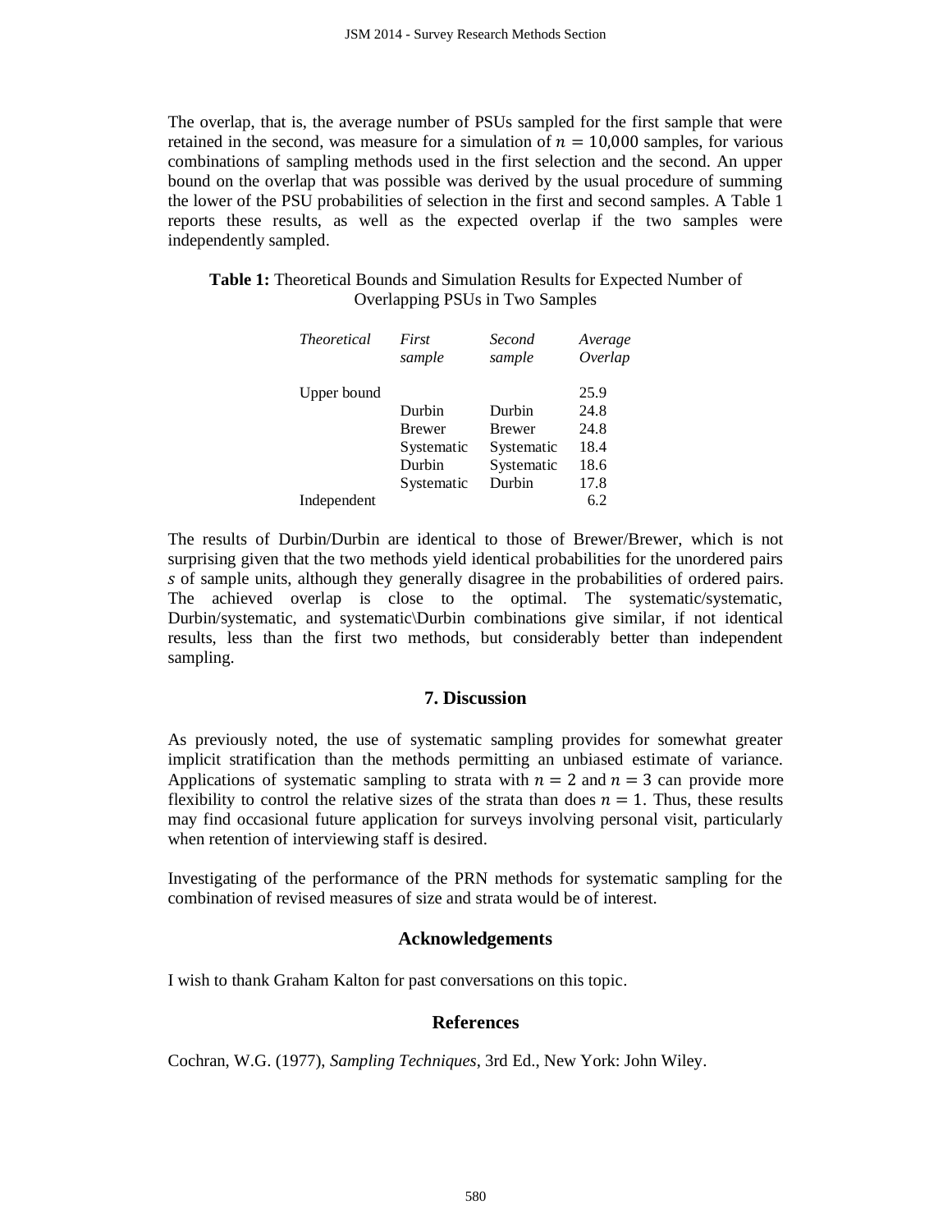The overlap, that is, the average number of PSUs sampled for the first sample that were retained in the second, was measure for a simulation of $n = 10{,}000$ samples, for various combinations of sampling methods used in the first selection and the second. An upper bound on the overlap that was possible was derived by the usual procedure of summing the lower of the PSU probabilities of selection in the first and second samples. A Table 1 reports these results, as well as the expected overlap if the two samples were independently sampled.

**Table 1:** Theoretical Bounds and Simulation Results for Expected Number of Overlapping PSUs in Two Samples

| *Theoretical* | *First sample* | *Second sample* | *Average Overlap* |
|---|---|---|---|
| Upper bound | | | 25.9 |
| | Durbin | Durbin | 24.8 |
| | Brewer | Brewer | 24.8 |
| | Systematic | Systematic | 18.4 |
| | Durbin | Systematic | 18.6 |
| | Systematic | Durbin | 17.8 |
| Independent | | | 6.2 |

The results of Durbin/Durbin are identical to those of Brewer/Brewer, which is not surprising given that the two methods yield identical probabilities for the unordered pairs $s$ of sample units, although they generally disagree in the probabilities of ordered pairs. The achieved overlap is close to the optimal. The systematic/systematic, Durbin/systematic, and systematic\Durbin combinations give similar, if not identical results, less than the first two methods, but considerably better than independent sampling.

## 7. Discussion

As previously noted, the use of systematic sampling provides for somewhat greater implicit stratification than the methods permitting an unbiased estimate of variance. Applications of systematic sampling to strata with $n = 2$ and $n = 3$ can provide more flexibility to control the relative sizes of the strata than does $n = 1$. Thus, these results may find occasional future application for surveys involving personal visit, particularly when retention of interviewing staff is desired.

Investigating of the performance of the PRN methods for systematic sampling for the combination of revised measures of size and strata would be of interest.

## Acknowledgements

I wish to thank Graham Kalton for past conversations on this topic.

## References

Cochran, W.G. (1977), *Sampling Techniques*, 3rd Ed., New York: John Wiley.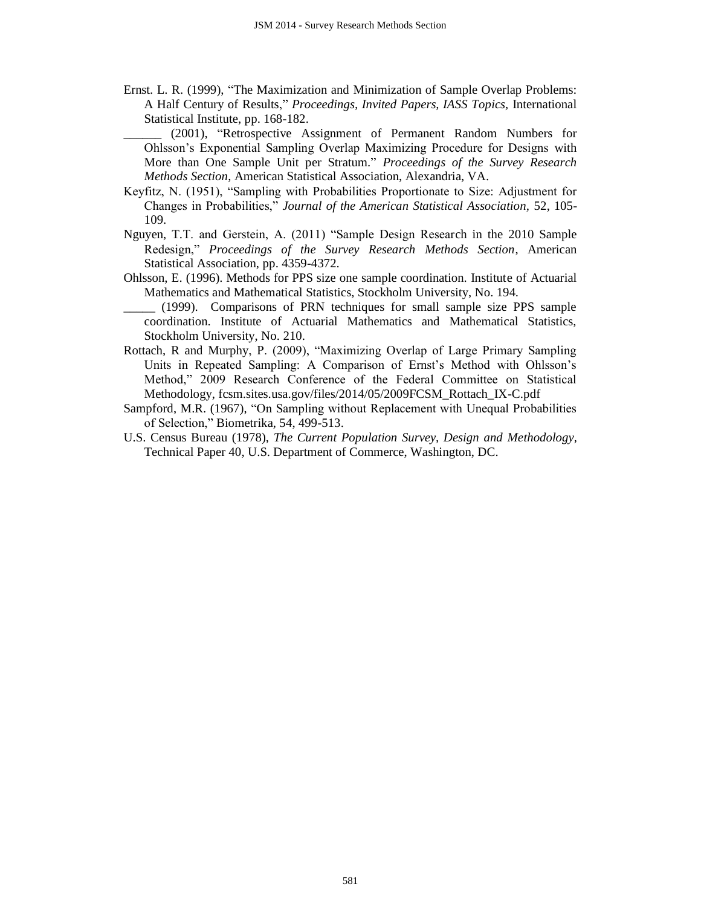Ernst. L. R. (1999), "The Maximization and Minimization of Sample Overlap Problems: A Half Century of Results," *Proceedings, Invited Papers, IASS Topics*, International Statistical Institute, pp. 168-182.

______ (2001), "Retrospective Assignment of Permanent Random Numbers for Ohlsson's Exponential Sampling Overlap Maximizing Procedure for Designs with More than One Sample Unit per Stratum." *Proceedings of the Survey Research Methods Section*, American Statistical Association, Alexandria, VA.

Keyfitz, N. (1951), "Sampling with Probabilities Proportionate to Size: Adjustment for Changes in Probabilities," *Journal of the American Statistical Association*, 52, 105-109.

Nguyen, T.T. and Gerstein, A. (2011) "Sample Design Research in the 2010 Sample Redesign," *Proceedings of the Survey Research Methods Section*, American Statistical Association, pp. 4359-4372.

Ohlsson, E. (1996). Methods for PPS size one sample coordination. Institute of Actuarial Mathematics and Mathematical Statistics, Stockholm University, No. 194.

_____ (1999). Comparisons of PRN techniques for small sample size PPS sample coordination. Institute of Actuarial Mathematics and Mathematical Statistics, Stockholm University, No. 210.

Rottach, R and Murphy, P. (2009), "Maximizing Overlap of Large Primary Sampling Units in Repeated Sampling: A Comparison of Ernst's Method with Ohlsson's Method," 2009 Research Conference of the Federal Committee on Statistical Methodology, fcsm.sites.usa.gov/files/2014/05/2009FCSM_Rottach_IX-C.pdf

Sampford, M.R. (1967), "On Sampling without Replacement with Unequal Probabilities of Selection," Biometrika, 54, 499-513.

U.S. Census Bureau (1978), *The Current Population Survey, Design and Methodology*, Technical Paper 40, U.S. Department of Commerce, Washington, DC.